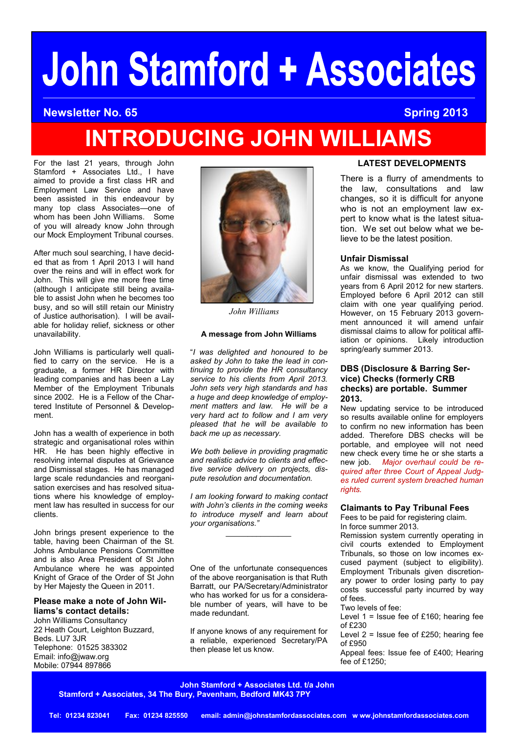# John Stamford + Associates

**Newsletter No. 65** **Spring 2013**

# INTRODUCING JOHN WILLIAMS

For the last 21 years, through John Stamford + Associates Ltd., I have aimed to provide a first class HR and Employment Law Service and have been assisted in this endeavour by many top class Associates—one of whom has been John Williams. Some of you will already know John through our Mock Employment Tribunal courses.

After much soul searching, I have decided that as from 1 April 2013 I will hand over the reins and will in effect work for John. This will give me more free time (although I anticipate still being available to assist John when he becomes too busy, and so will still retain our Ministry of Justice authorisation). I will be available for holiday relief, sickness or other unavailability.

John Williams is particularly well qualified to carry on the service. He is a graduate, a former HR Director with leading companies and has been a Lay Member of the Employment Tribunals since 2002. He is a Fellow of the Chartered Institute of Personnel & Development.

John has a wealth of experience in both strategic and organisational roles within HR. He has been highly effective in resolving internal disputes at Grievance and Dismissal stages. He has managed large scale redundancies and reorganisation exercises and has resolved situations where his knowledge of employment law has resulted in success for our clients.

John brings present experience to the table, having been Chairman of the St. Johns Ambulance Pensions Committee and is also Area President of St John Ambulance where he was appointed Knight of Grace of the Order of St John by Her Majesty the Queen in 2011.

### Please make a note of John Williams's contact details:

John Williams Consultancy
22 Heath Court, Leighton Buzzard,
Beds. LU7 3JR
Telephone: 01525 383302
Email: info@jwaw.org
Mobile: 07944 897866

*John Williams*

### A message from John Williams

"*I was delighted and honoured to be asked by John to take the lead in continuing to provide the HR consultancy service to his clients from April 2013. John sets very high standards and has a huge and deep knowledge of employment matters and law. He will be a very hard act to follow and I am very pleased that he will be available to back me up as necessary.*

*We both believe in providing pragmatic and realistic advice to clients and effective service delivery on projects, dispute resolution and documentation.*

*I am looking forward to making contact with John's clients in the coming weeks to introduce myself and learn about your organisations.*"

---

One of the unfortunate consequences of the above reorganisation is that Ruth Barratt, our PA/Secretary/Administrator who has worked for us for a considerable number of years, will have to be made redundant.

If anyone knows of any requirement for a reliable, experienced Secretary/PA then please let us know.

## LATEST DEVELOPMENTS

There is a flurry of amendments to the law, consultations and law changes, so it is difficult for anyone who is not an employment law expert to know what is the latest situation. We set out below what we believe to be the latest position.

### Unfair Dismissal

As we know, the Qualifying period for unfair dismissal was extended to two years from 6 April 2012 for new starters. Employed before 6 April 2012 can still claim with one year qualifying period. However, on 15 February 2013 government announced it will amend unfair dismissal claims to allow for political affiliation or opinions. Likely introduction spring/early summer 2013.

### DBS (Disclosure & Barring Service) Checks (formerly CRB checks) are portable. Summer 2013.

New updating service to be introduced so results available online for employers to confirm no new information has been added. Therefore DBS checks will be portable, and employee will not need new check every time he or she starts a new job. *Major overhaul could be required after three Court of Appeal Judges ruled current system breached human rights.*

### Claimants to Pay Tribunal Fees

Fees to be paid for registering claim.
In force summer 2013.
Remission system currently operating in civil courts extended to Employment Tribunals, so those on low incomes excused payment (subject to eligibility).
Employment Tribunals given discretionary power to order losing party to pay costs successful party incurred by way of fees.
Two levels of fee:
Level 1 = Issue fee of £160; hearing fee of £230
Level 2 = Issue fee of £250; hearing fee of £950
Appeal fees: Issue fee of £400; Hearing fee of £1250;

**John Stamford + Associates Ltd. t/a John Stamford + Associates, 34 The Bury, Pavenham, Bedford MK43 7PY**

**Tel: 01234 823041 Fax: 01234 825550 email: admin@johnstamfordassociates.com w www.johnstamfordassociates.com**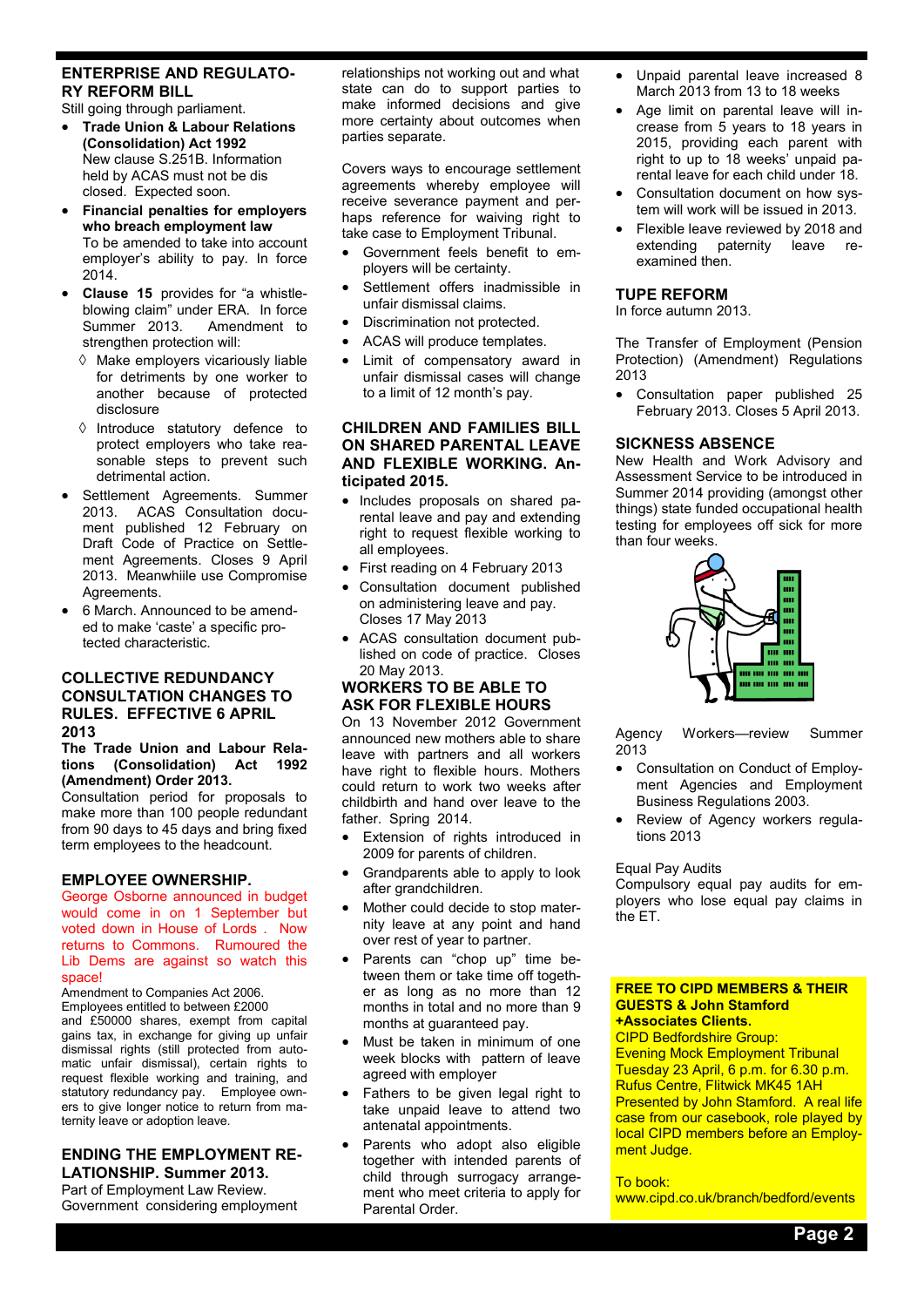## ENTERPRISE AND REGULATORY REFORM BILL

Still going through parliament.

- **Trade Union & Labour Relations (Consolidation) Act 1992** New clause S.251B. Information held by ACAS must not be dis closed. Expected soon.
- **Financial penalties for employers who breach employment law** To be amended to take into account employer's ability to pay. In force 2014.
- **Clause 15** provides for "a whistle-blowing claim" under ERA. In force Summer 2013. Amendment to strengthen protection will:
  - ◊ Make employers vicariously liable for detriments by one worker to another because of protected disclosure
  - ◊ Introduce statutory defence to protect employers who take reasonable steps to prevent such detrimental action.
- Settlement Agreements. Summer 2013. ACAS Consultation document published 12 February on Draft Code of Practice on Settlement Agreements. Closes 9 April 2013. Meanwhiile use Compromise Agreements.
- 6 March. Announced to be amended to make 'caste' a specific protected characteristic.

## COLLECTIVE REDUNDANCY CONSULTATION CHANGES TO RULES. EFFECTIVE 6 APRIL 2013

**The Trade Union and Labour Relations (Consolidation) Act 1992 (Amendment) Order 2013.**

Consultation period for proposals to make more than 100 people redundant from 90 days to 45 days and bring fixed term employees to the headcount.

## EMPLOYEE OWNERSHIP.

George Osborne announced in budget would come in on 1 September but voted down in House of Lords . Now returns to Commons. Rumoured the Lib Dems are against so watch this space!

Amendment to Companies Act 2006.
Employees entitled to between £2000 and £50000 shares, exempt from capital gains tax, in exchange for giving up unfair dismissal rights (still protected from automatic unfair dismissal), certain rights to request flexible working and training, and statutory redundancy pay. Employee owners to give longer notice to return from maternity leave or adoption leave.

## ENDING THE EMPLOYMENT RELATIONSHIP. Summer 2013.

Part of Employment Law Review.
Government considering employment relationships not working out and what state can do to support parties to make informed decisions and give more certainty about outcomes when parties separate.

Covers ways to encourage settlement agreements whereby employee will receive severance payment and perhaps reference for waiving right to take case to Employment Tribunal.

- Government feels benefit to employers will be certainty.
- Settlement offers inadmissible in unfair dismissal claims.
- Discrimination not protected.
- ACAS will produce templates.
- Limit of compensatory award in unfair dismissal cases will change to a limit of 12 month's pay.

## CHILDREN AND FAMILIES BILL ON SHARED PARENTAL LEAVE AND FLEXIBLE WORKING. Anticipated 2015.

- Includes proposals on shared parental leave and pay and extending right to request flexible working to all employees.
- First reading on 4 February 2013
- Consultation document published on administering leave and pay. Closes 17 May 2013
- ACAS consultation document published on code of practice. Closes 20 May 2013.

## WORKERS TO BE ABLE TO ASK FOR FLEXIBLE HOURS

On 13 November 2012 Government announced new mothers able to share leave with partners and all workers have right to flexible hours. Mothers could return to work two weeks after childbirth and hand over leave to the father. Spring 2014.

- Extension of rights introduced in 2009 for parents of children.
- Grandparents able to apply to look after grandchildren.
- Mother could decide to stop maternity leave at any point and hand over rest of year to partner.
- Parents can "chop up" time between them or take time off together as long as no more than 12 months in total and no more than 9 months at guaranteed pay.
- Must be taken in minimum of one week blocks with pattern of leave agreed with employer
- Fathers to be given legal right to take unpaid leave to attend two antenatal appointments.
- Parents who adopt also eligible together with intended parents of child through surrogacy arrangement who meet criteria to apply for Parental Order.
- Unpaid parental leave increased 8 March 2013 from 13 to 18 weeks
- Age limit on parental leave will increase from 5 years to 18 years in 2015, providing each parent with right to up to 18 weeks' unpaid parental leave for each child under 18.
- Consultation document on how system will work will be issued in 2013.
- Flexible leave reviewed by 2018 and extending paternity leave re-examined then.

## TUPE REFORM

In force autumn 2013.

The Transfer of Employment (Pension Protection) (Amendment) Regulations 2013

- Consultation paper published 25 February 2013. Closes 5 April 2013.

## SICKNESS ABSENCE

New Health and Work Advisory and Assessment Service to be introduced in Summer 2014 providing (amongst other things) state funded occupational health testing for employees off sick for more than four weeks.

Agency Workers—review Summer 2013

- Consultation on Conduct of Employment Agencies and Employment Business Regulations 2003.
- Review of Agency workers regulations 2013

Equal Pay Audits
Compulsory equal pay audits for employers who lose equal pay claims in the ET.

**FREE TO CIPD MEMBERS & THEIR GUESTS & John Stamford +Associates Clients.**

CIPD Bedfordshire Group:
Evening Mock Employment Tribunal
Tuesday 23 April, 6 p.m. for 6.30 p.m.
Rufus Centre, Flitwick MK45 1AH
Presented by John Stamford. A real life case from our casebook, role played by local CIPD members before an Employment Judge.

To book:
www.cipd.co.uk/branch/bedford/events